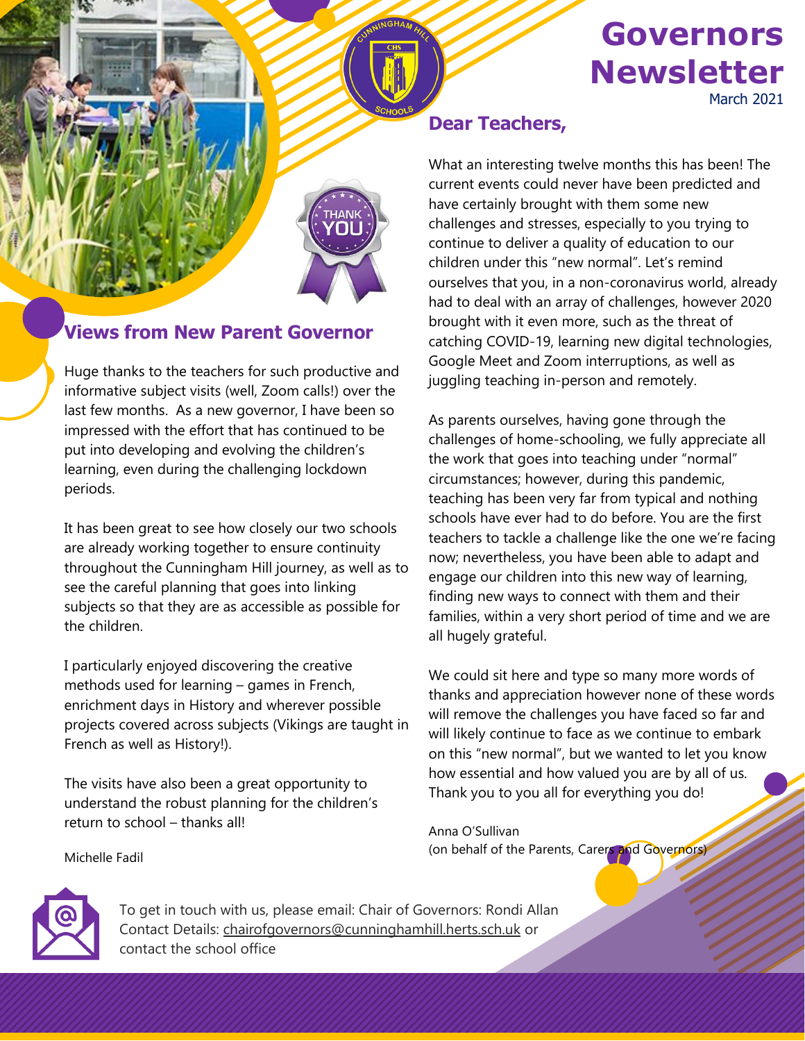# Governors Newsletter

March 2021

## Dear Teachers,

What an interesting twelve months this has been! The current events could never have been predicted and have certainly brought with them some new challenges and stresses, especially to you trying to continue to deliver a quality of education to our children under this "new normal". Let's remind ourselves that you, in a non-coronavirus world, already had to deal with an array of challenges, however 2020 brought with it even more, such as the threat of catching COVID-19, learning new digital technologies, Google Meet and Zoom interruptions, as well as juggling teaching in-person and remotely.

As parents ourselves, having gone through the challenges of home-schooling, we fully appreciate all the work that goes into teaching under "normal" circumstances; however, during this pandemic, teaching has been very far from typical and nothing schools have ever had to do before. You are the first teachers to tackle a challenge like the one we're facing now; nevertheless, you have been able to adapt and engage our children into this new way of learning, finding new ways to connect with them and their families, within a very short period of time and we are all hugely grateful.

We could sit here and type so many more words of thanks and appreciation however none of these words will remove the challenges you have faced so far and will likely continue to face as we continue to embark on this "new normal", but we wanted to let you know how essential and how valued you are by all of us. Thank you to you all for everything you do!

Anna O'Sullivan
(on behalf of the Parents, Carers and Governors)

## Views from New Parent Governor

Huge thanks to the teachers for such productive and informative subject visits (well, Zoom calls!) over the last few months. As a new governor, I have been so impressed with the effort that has continued to be put into developing and evolving the children's learning, even during the challenging lockdown periods.

It has been great to see how closely our two schools are already working together to ensure continuity throughout the Cunningham Hill journey, as well as to see the careful planning that goes into linking subjects so that they are as accessible as possible for the children.

I particularly enjoyed discovering the creative methods used for learning – games in French, enrichment days in History and wherever possible projects covered across subjects (Vikings are taught in French as well as History!).

The visits have also been a great opportunity to understand the robust planning for the children's return to school – thanks all!

Michelle Fadil

To get in touch with us, please email: Chair of Governors: Rondi Allan
Contact Details: chairofgovernors@cunninghamhill.herts.sch.uk or contact the school office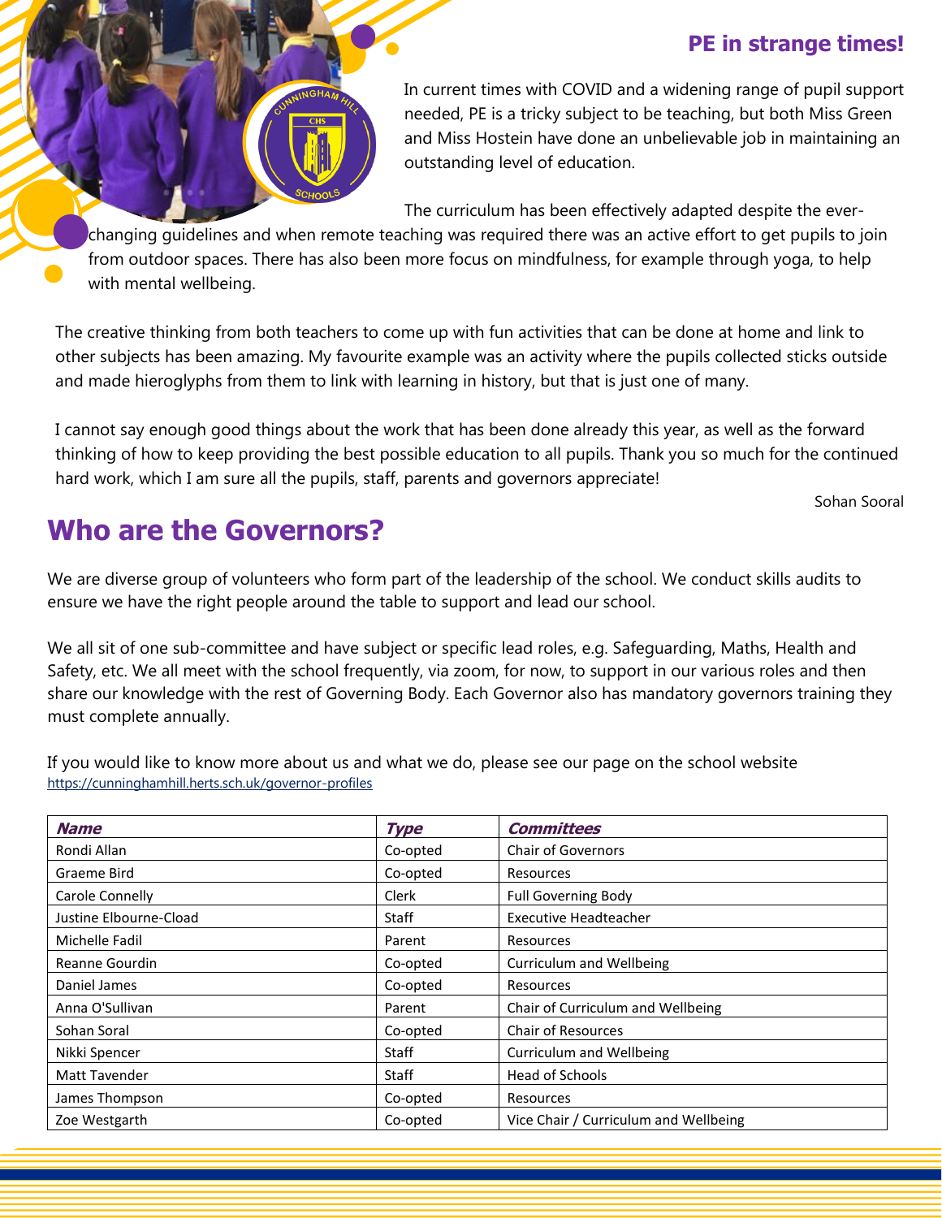## PE in strange times!

In current times with COVID and a widening range of pupil support needed, PE is a tricky subject to be teaching, but both Miss Green and Miss Hostein have done an unbelievable job in maintaining an outstanding level of education.

The curriculum has been effectively adapted despite the ever-changing guidelines and when remote teaching was required there was an active effort to get pupils to join from outdoor spaces. There has also been more focus on mindfulness, for example through yoga, to help with mental wellbeing.

The creative thinking from both teachers to come up with fun activities that can be done at home and link to other subjects has been amazing. My favourite example was an activity where the pupils collected sticks outside and made hieroglyphs from them to link with learning in history, but that is just one of many.

I cannot say enough good things about the work that has been done already this year, as well as the forward thinking of how to keep providing the best possible education to all pupils. Thank you so much for the continued hard work, which I am sure all the pupils, staff, parents and governors appreciate!

Sohan Sooral

# Who are the Governors?

We are diverse group of volunteers who form part of the leadership of the school. We conduct skills audits to ensure we have the right people around the table to support and lead our school.

We all sit of one sub-committee and have subject or specific lead roles, e.g. Safeguarding, Maths, Health and Safety, etc. We all meet with the school frequently, via zoom, for now, to support in our various roles and then share our knowledge with the rest of Governing Body. Each Governor also has mandatory governors training they must complete annually.

If you would like to know more about us and what we do, please see our page on the school website https://cunninghamhill.herts.sch.uk/governor-profiles

| ***Name*** | ***Type*** | ***Committees*** |
|---|---|---|
| Rondi Allan | Co-opted | Chair of Governors |
| Graeme Bird | Co-opted | Resources |
| Carole Connelly | Clerk | Full Governing Body |
| Justine Elbourne-Cload | Staff | Executive Headteacher |
| Michelle Fadil | Parent | Resources |
| Reanne Gourdin | Co-opted | Curriculum and Wellbeing |
| Daniel James | Co-opted | Resources |
| Anna O'Sullivan | Parent | Chair of Curriculum and Wellbeing |
| Sohan Soral | Co-opted | Chair of Resources |
| Nikki Spencer | Staff | Curriculum and Wellbeing |
| Matt Tavender | Staff | Head of Schools |
| James Thompson | Co-opted | Resources |
| Zoe Westgarth | Co-opted | Vice Chair / Curriculum and Wellbeing |